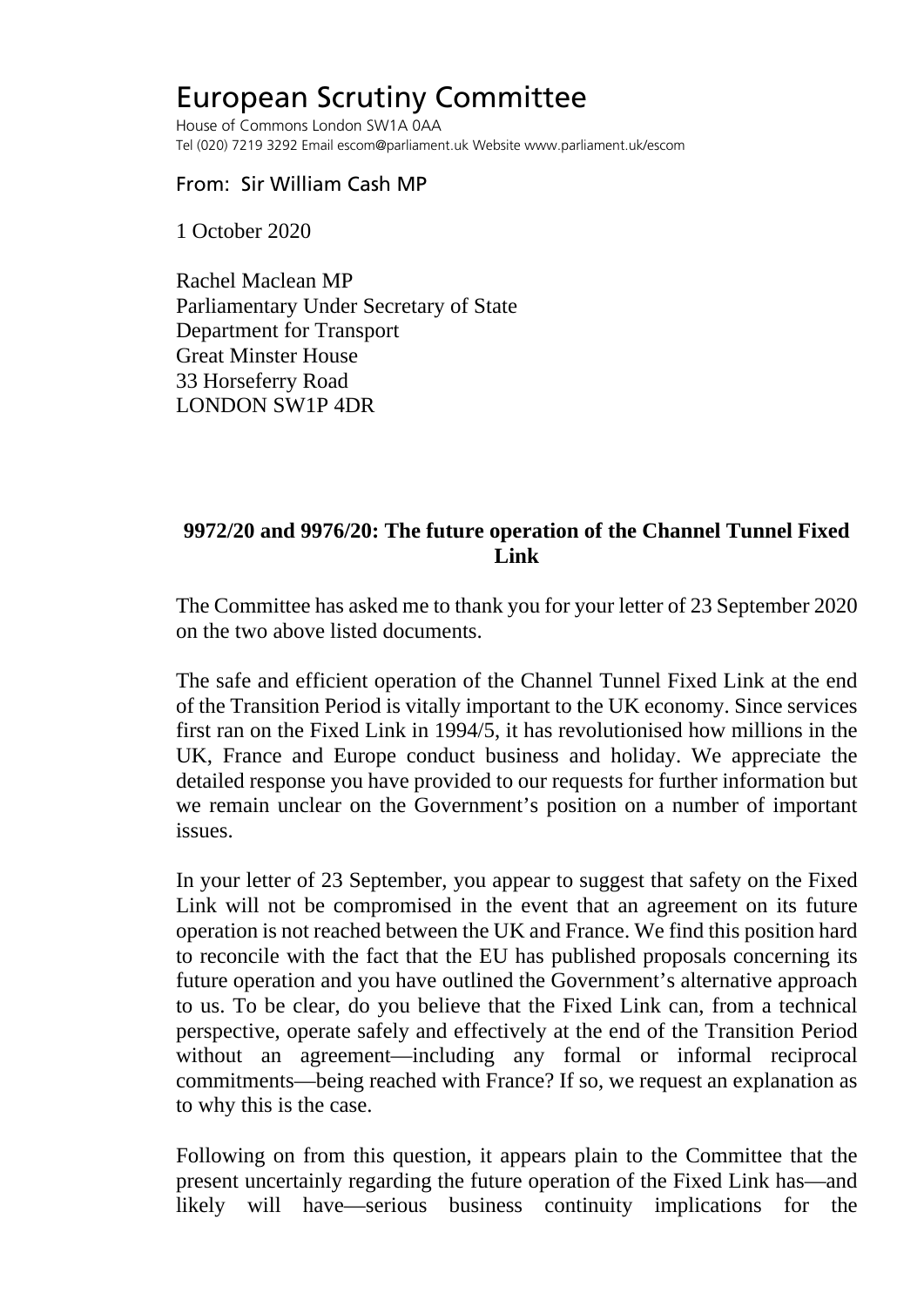# European Scrutiny Committee

House of Commons London SW1A 0AA
Tel (020) 7219 3292 Email escom@parliament.uk Website www.parliament.uk/escom

From: Sir William Cash MP

1 October 2020

Rachel Maclean MP
Parliamentary Under Secretary of State
Department for Transport
Great Minster House
33 Horseferry Road
LONDON SW1P 4DR

**9972/20 and 9976/20: The future operation of the Channel Tunnel Fixed Link**

The Committee has asked me to thank you for your letter of 23 September 2020 on the two above listed documents.

The safe and efficient operation of the Channel Tunnel Fixed Link at the end of the Transition Period is vitally important to the UK economy. Since services first ran on the Fixed Link in 1994/5, it has revolutionised how millions in the UK, France and Europe conduct business and holiday. We appreciate the detailed response you have provided to our requests for further information but we remain unclear on the Government's position on a number of important issues.

In your letter of 23 September, you appear to suggest that safety on the Fixed Link will not be compromised in the event that an agreement on its future operation is not reached between the UK and France. We find this position hard to reconcile with the fact that the EU has published proposals concerning its future operation and you have outlined the Government's alternative approach to us. To be clear, do you believe that the Fixed Link can, from a technical perspective, operate safely and effectively at the end of the Transition Period without an agreement—including any formal or informal reciprocal commitments—being reached with France? If so, we request an explanation as to why this is the case.

Following on from this question, it appears plain to the Committee that the present uncertainly regarding the future operation of the Fixed Link has—and likely will have—serious business continuity implications for the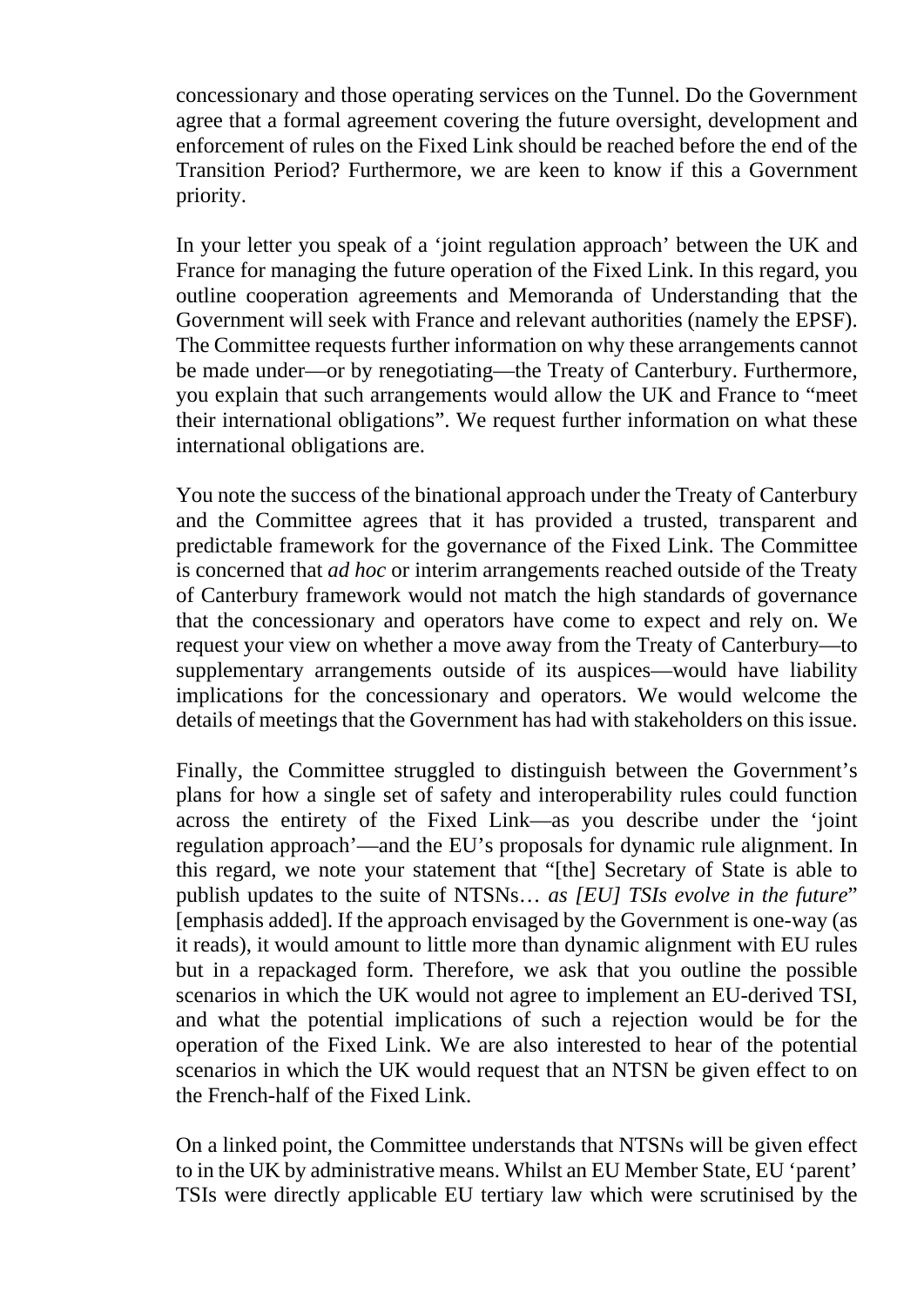concessionary and those operating services on the Tunnel. Do the Government agree that a formal agreement covering the future oversight, development and enforcement of rules on the Fixed Link should be reached before the end of the Transition Period? Furthermore, we are keen to know if this a Government priority.

In your letter you speak of a 'joint regulation approach' between the UK and France for managing the future operation of the Fixed Link. In this regard, you outline cooperation agreements and Memoranda of Understanding that the Government will seek with France and relevant authorities (namely the EPSF). The Committee requests further information on why these arrangements cannot be made under—or by renegotiating—the Treaty of Canterbury. Furthermore, you explain that such arrangements would allow the UK and France to "meet their international obligations". We request further information on what these international obligations are.

You note the success of the binational approach under the Treaty of Canterbury and the Committee agrees that it has provided a trusted, transparent and predictable framework for the governance of the Fixed Link. The Committee is concerned that *ad hoc* or interim arrangements reached outside of the Treaty of Canterbury framework would not match the high standards of governance that the concessionary and operators have come to expect and rely on. We request your view on whether a move away from the Treaty of Canterbury—to supplementary arrangements outside of its auspices—would have liability implications for the concessionary and operators. We would welcome the details of meetings that the Government has had with stakeholders on this issue.

Finally, the Committee struggled to distinguish between the Government's plans for how a single set of safety and interoperability rules could function across the entirety of the Fixed Link—as you describe under the 'joint regulation approach'—and the EU's proposals for dynamic rule alignment. In this regard, we note your statement that "[the] Secretary of State is able to publish updates to the suite of NTSNs… *as [EU] TSIs evolve in the future*" [emphasis added]. If the approach envisaged by the Government is one-way (as it reads), it would amount to little more than dynamic alignment with EU rules but in a repackaged form. Therefore, we ask that you outline the possible scenarios in which the UK would not agree to implement an EU-derived TSI, and what the potential implications of such a rejection would be for the operation of the Fixed Link. We are also interested to hear of the potential scenarios in which the UK would request that an NTSN be given effect to on the French-half of the Fixed Link.

On a linked point, the Committee understands that NTSNs will be given effect to in the UK by administrative means. Whilst an EU Member State, EU 'parent' TSIs were directly applicable EU tertiary law which were scrutinised by the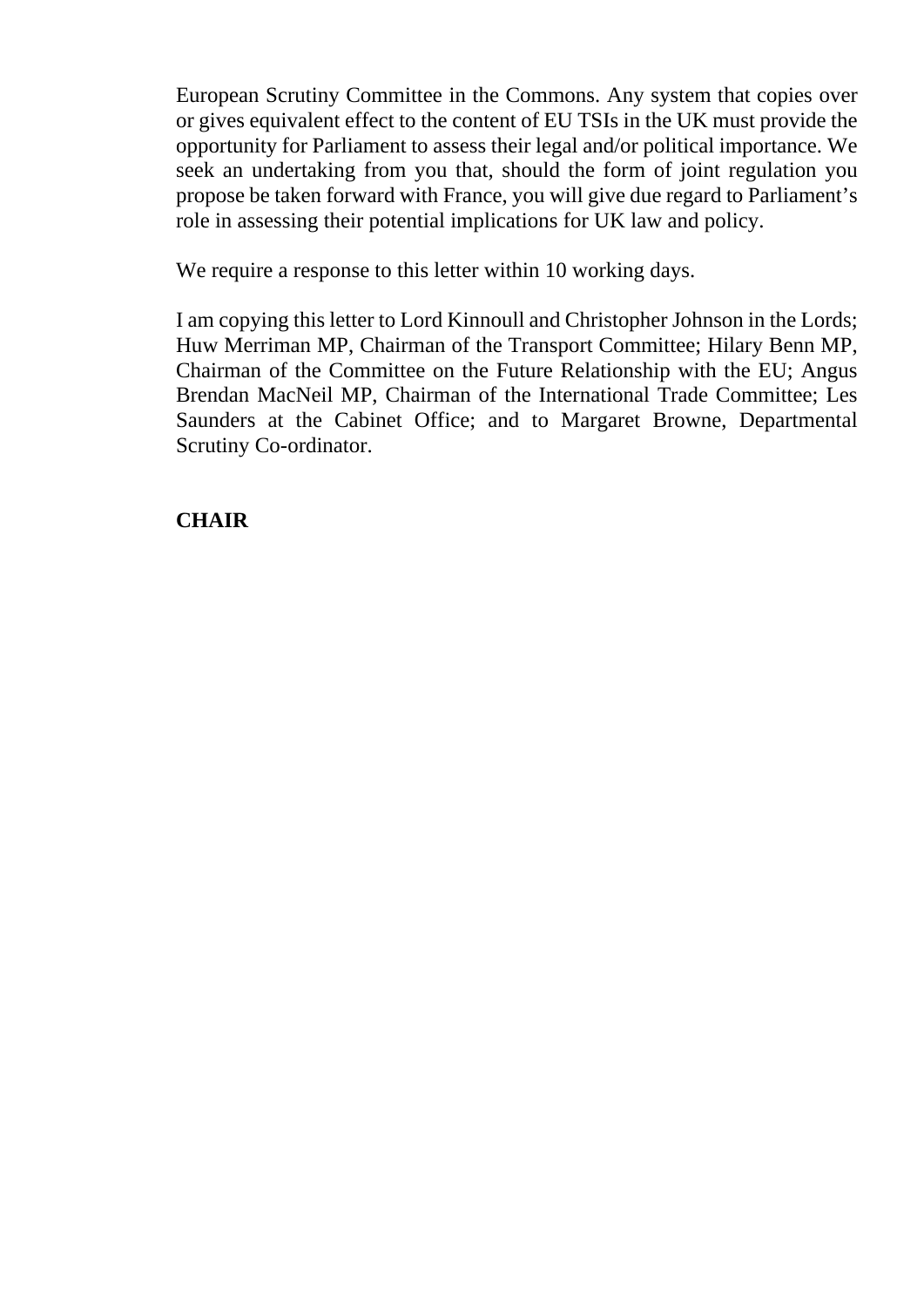European Scrutiny Committee in the Commons. Any system that copies over or gives equivalent effect to the content of EU TSIs in the UK must provide the opportunity for Parliament to assess their legal and/or political importance. We seek an undertaking from you that, should the form of joint regulation you propose be taken forward with France, you will give due regard to Parliament's role in assessing their potential implications for UK law and policy.

We require a response to this letter within 10 working days.

I am copying this letter to Lord Kinnoull and Christopher Johnson in the Lords; Huw Merriman MP, Chairman of the Transport Committee; Hilary Benn MP, Chairman of the Committee on the Future Relationship with the EU; Angus Brendan MacNeil MP, Chairman of the International Trade Committee; Les Saunders at the Cabinet Office; and to Margaret Browne, Departmental Scrutiny Co-ordinator.

**CHAIR**